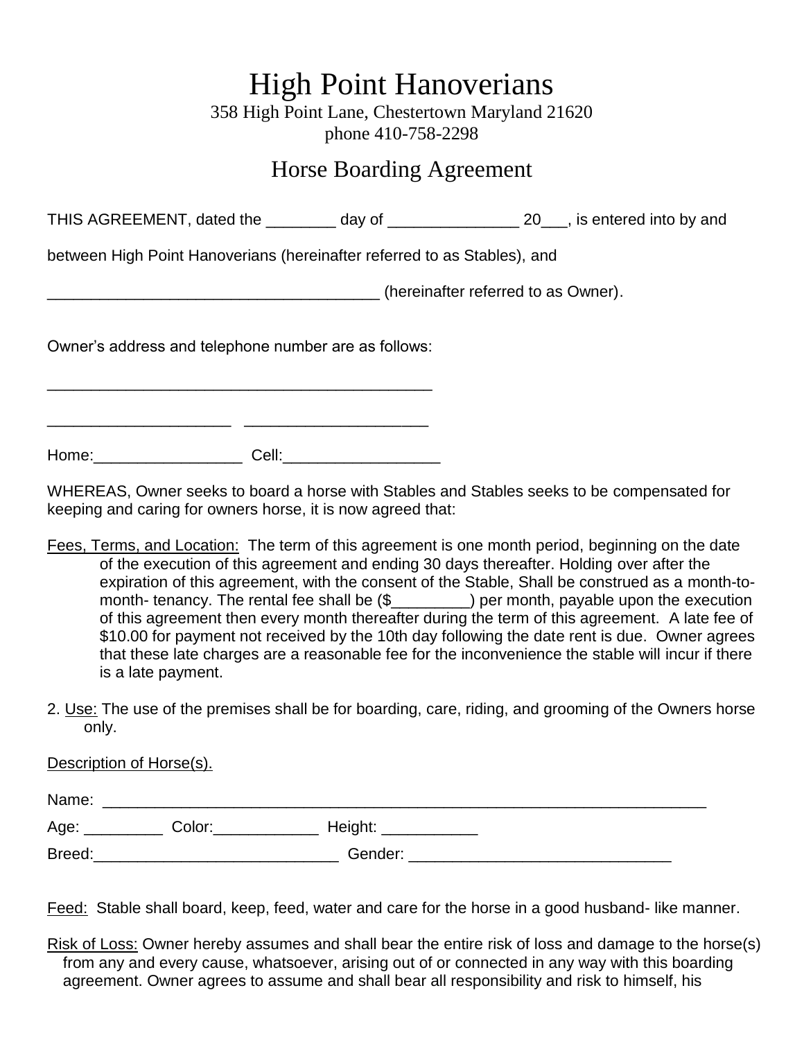# High Point Hanoverians

358 High Point Lane, Chestertown Maryland 21620
phone 410-758-2298

## Horse Boarding Agreement

THIS AGREEMENT, dated the ________ day of _______________ 20___, is entered into by and between High Point Hanoverians (hereinafter referred to as Stables), and

______________________________________ (hereinafter referred to as Owner).

Owner's address and telephone number are as follows:

_____________________________________________

_____________________  _____________________

Home:_________________  Cell:__________________

WHEREAS, Owner seeks to board a horse with Stables and Stables seeks to be compensated for keeping and caring for owners horse, it is now agreed that:

Fees, Terms, and Location: The term of this agreement is one month period, beginning on the date of the execution of this agreement and ending 30 days thereafter. Holding over after the expiration of this agreement, with the consent of the Stable, Shall be construed as a month-to-month- tenancy. The rental fee shall be ($_________) per month, payable upon the execution of this agreement then every month thereafter during the term of this agreement. A late fee of $10.00 for payment not received by the 10th day following the date rent is due. Owner agrees that these late charges are a reasonable fee for the inconvenience the stable will incur if there is a late payment.

2. Use: The use of the premises shall be for boarding, care, riding, and grooming of the Owners horse only.

Description of Horse(s).

Name: ___________________________________________________________________________

Age: _________ Color:____________ Height: ___________

Breed:_____________________________ Gender: ______________________________

Feed: Stable shall board, keep, feed, water and care for the horse in a good husband- like manner.

Risk of Loss: Owner hereby assumes and shall bear the entire risk of loss and damage to the horse(s) from any and every cause, whatsoever, arising out of or connected in any way with this boarding agreement. Owner agrees to assume and shall bear all responsibility and risk to himself, his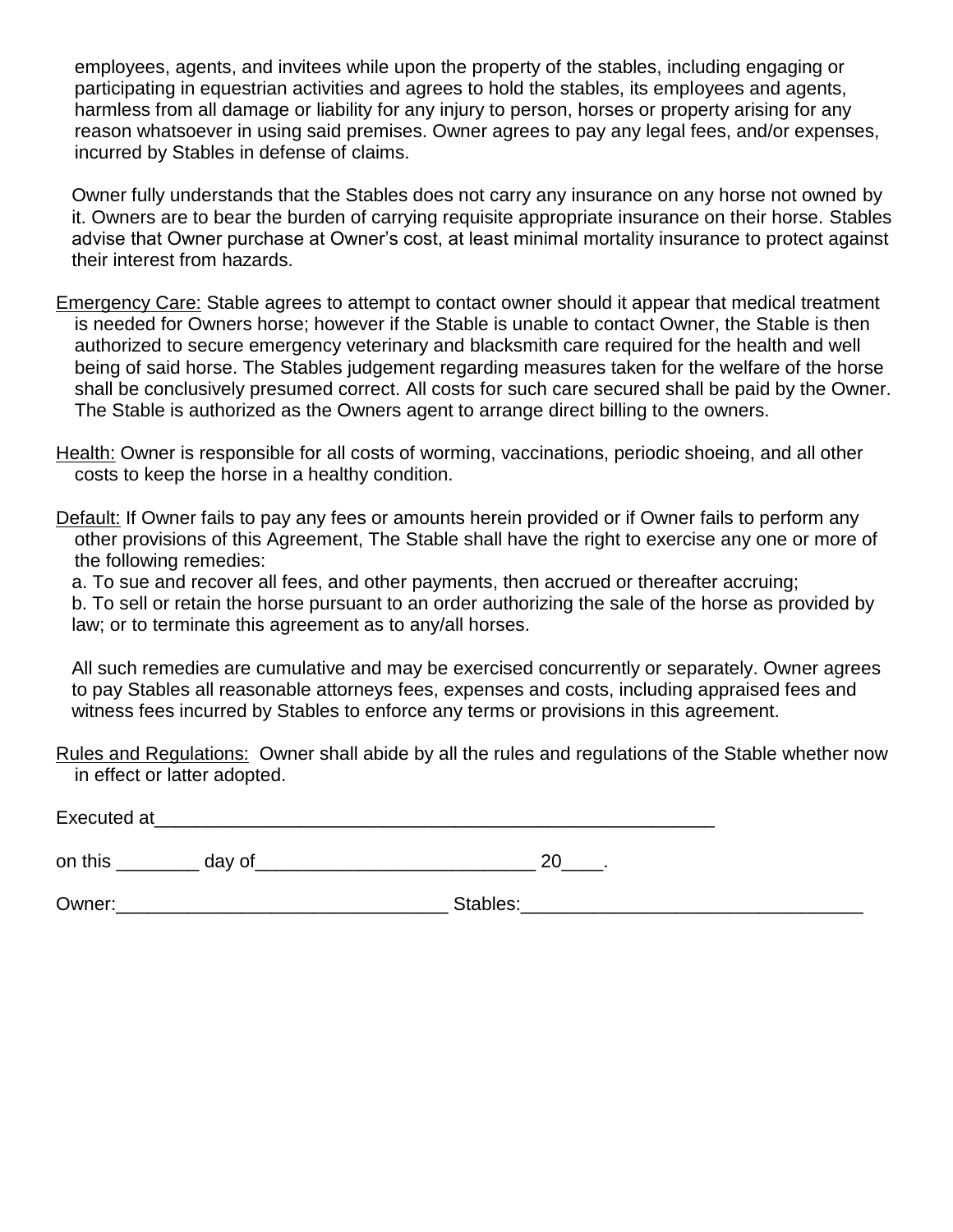employees, agents, and invitees while upon the property of the stables, including engaging or participating in equestrian activities and agrees to hold the stables, its employees and agents, harmless from all damage or liability for any injury to person, horses or property arising for any reason whatsoever in using said premises. Owner agrees to pay any legal fees, and/or expenses, incurred by Stables in defense of claims.

Owner fully understands that the Stables does not carry any insurance on any horse not owned by it. Owners are to bear the burden of carrying requisite appropriate insurance on their horse. Stables advise that Owner purchase at Owner's cost, at least minimal mortality insurance to protect against their interest from hazards.

<u>Emergency Care:</u> Stable agrees to attempt to contact owner should it appear that medical treatment is needed for Owners horse; however if the Stable is unable to contact Owner, the Stable is then authorized to secure emergency veterinary and blacksmith care required for the health and well being of said horse. The Stables judgement regarding measures taken for the welfare of the horse shall be conclusively presumed correct. All costs for such care secured shall be paid by the Owner. The Stable is authorized as the Owners agent to arrange direct billing to the owners.

<u>Health:</u> Owner is responsible for all costs of worming, vaccinations, periodic shoeing, and all other costs to keep the horse in a healthy condition.

<u>Default:</u> If Owner fails to pay any fees or amounts herein provided or if Owner fails to perform any other provisions of this Agreement, The Stable shall have the right to exercise any one or more of the following remedies:

a. To sue and recover all fees, and other payments, then accrued or thereafter accruing;
b. To sell or retain the horse pursuant to an order authorizing the sale of the horse as provided by law; or to terminate this agreement as to any/all horses.

All such remedies are cumulative and may be exercised concurrently or separately. Owner agrees to pay Stables all reasonable attorneys fees, expenses and costs, including appraised fees and witness fees incurred by Stables to enforce any terms or provisions in this agreement.

<u>Rules and Regulations:</u> Owner shall abide by all the rules and regulations of the Stable whether now in effect or latter adopted.

Executed at_______________________________________________________

on this ________ day of___________________________ 20____.

Owner:________________________________ Stables:_________________________________